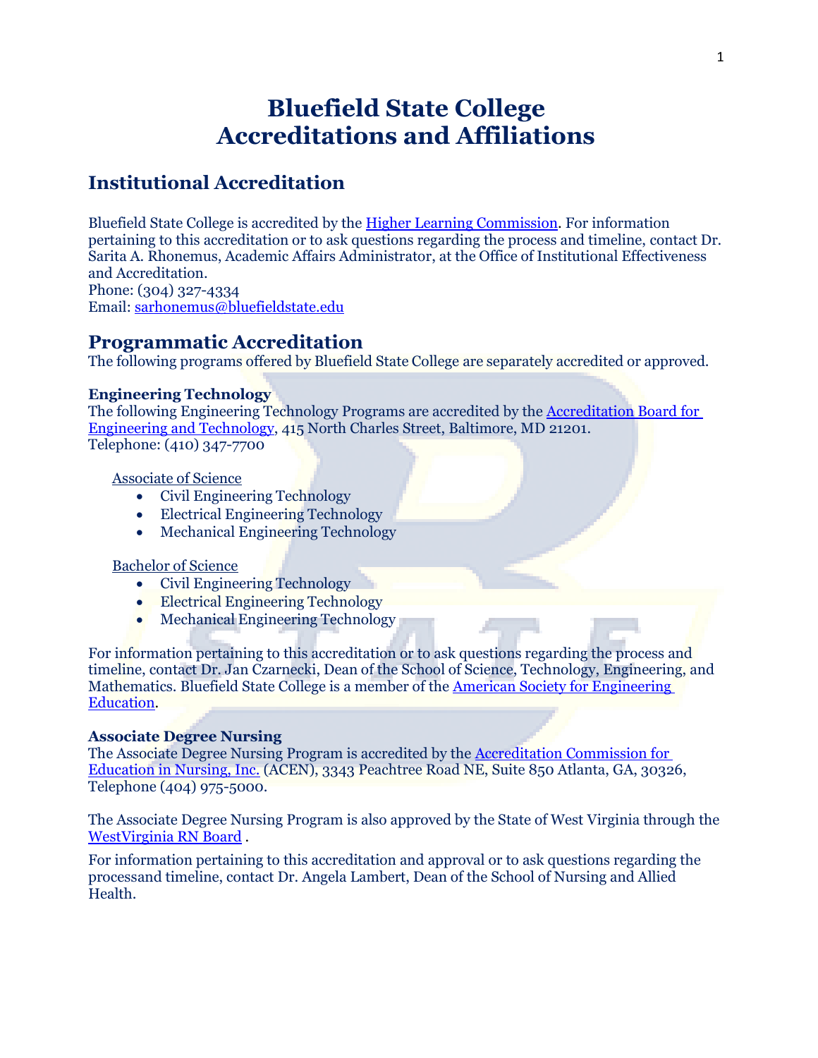# Bluefield State College
# Accreditations and Affiliations

## Institutional Accreditation

Bluefield State College is accredited by the Higher Learning Commission. For information pertaining to this accreditation or to ask questions regarding the process and timeline, contact Dr. Sarita A. Rhonemus, Academic Affairs Administrator, at the Office of Institutional Effectiveness and Accreditation.
Phone: (304) 327-4334
Email: sarhonemus@bluefieldstate.edu

## Programmatic Accreditation

The following programs offered by Bluefield State College are separately accredited or approved.

### Engineering Technology

The following Engineering Technology Programs are accredited by the Accreditation Board for Engineering and Technology, 415 North Charles Street, Baltimore, MD 21201.
Telephone: (410) 347-7700

Associate of Science

- Civil Engineering Technology
- Electrical Engineering Technology
- Mechanical Engineering Technology

Bachelor of Science

- Civil Engineering Technology
- Electrical Engineering Technology
- Mechanical Engineering Technology

For information pertaining to this accreditation or to ask questions regarding the process and timeline, contact Dr. Jan Czarnecki, Dean of the School of Science, Technology, Engineering, and Mathematics. Bluefield State College is a member of the American Society for Engineering Education.

### Associate Degree Nursing

The Associate Degree Nursing Program is accredited by the Accreditation Commission for Education in Nursing, Inc. (ACEN), 3343 Peachtree Road NE, Suite 850 Atlanta, GA, 30326, Telephone (404) 975-5000.

The Associate Degree Nursing Program is also approved by the State of West Virginia through the WestVirginia RN Board .

For information pertaining to this accreditation and approval or to ask questions regarding the processand timeline, contact Dr. Angela Lambert, Dean of the School of Nursing and Allied Health.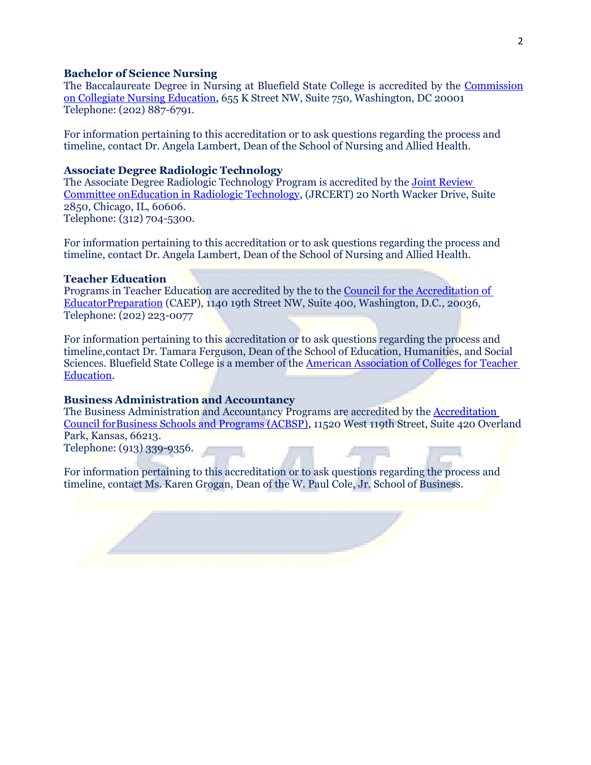### Bachelor of Science Nursing

The Baccalaureate Degree in Nursing at Bluefield State College is accredited by the Commission on Collegiate Nursing Education, 655 K Street NW, Suite 750, Washington, DC 20001
Telephone: (202) 887-6791.

For information pertaining to this accreditation or to ask questions regarding the process and timeline, contact Dr. Angela Lambert, Dean of the School of Nursing and Allied Health.

### Associate Degree Radiologic Technology

The Associate Degree Radiologic Technology Program is accredited by the Joint Review Committee onEducation in Radiologic Technology, (JRCERT) 20 North Wacker Drive, Suite 2850, Chicago, IL, 60606.
Telephone: (312) 704-5300.

For information pertaining to this accreditation or to ask questions regarding the process and timeline, contact Dr. Angela Lambert, Dean of the School of Nursing and Allied Health.

### Teacher Education

Programs in Teacher Education are accredited by the to the Council for the Accreditation of EducatorPreparation (CAEP), 1140 19th Street NW, Suite 400, Washington, D.C., 20036,
Telephone: (202) 223-0077

For information pertaining to this accreditation or to ask questions regarding the process and timeline,contact Dr. Tamara Ferguson, Dean of the School of Education, Humanities, and Social Sciences. Bluefield State College is a member of the American Association of Colleges for Teacher Education.

### Business Administration and Accountancy

The Business Administration and Accountancy Programs are accredited by the Accreditation Council forBusiness Schools and Programs (ACBSP), 11520 West 119th Street, Suite 420 Overland Park, Kansas, 66213.
Telephone: (913) 339-9356.

For information pertaining to this accreditation or to ask questions regarding the process and timeline, contact Ms. Karen Grogan, Dean of the W. Paul Cole, Jr. School of Business.